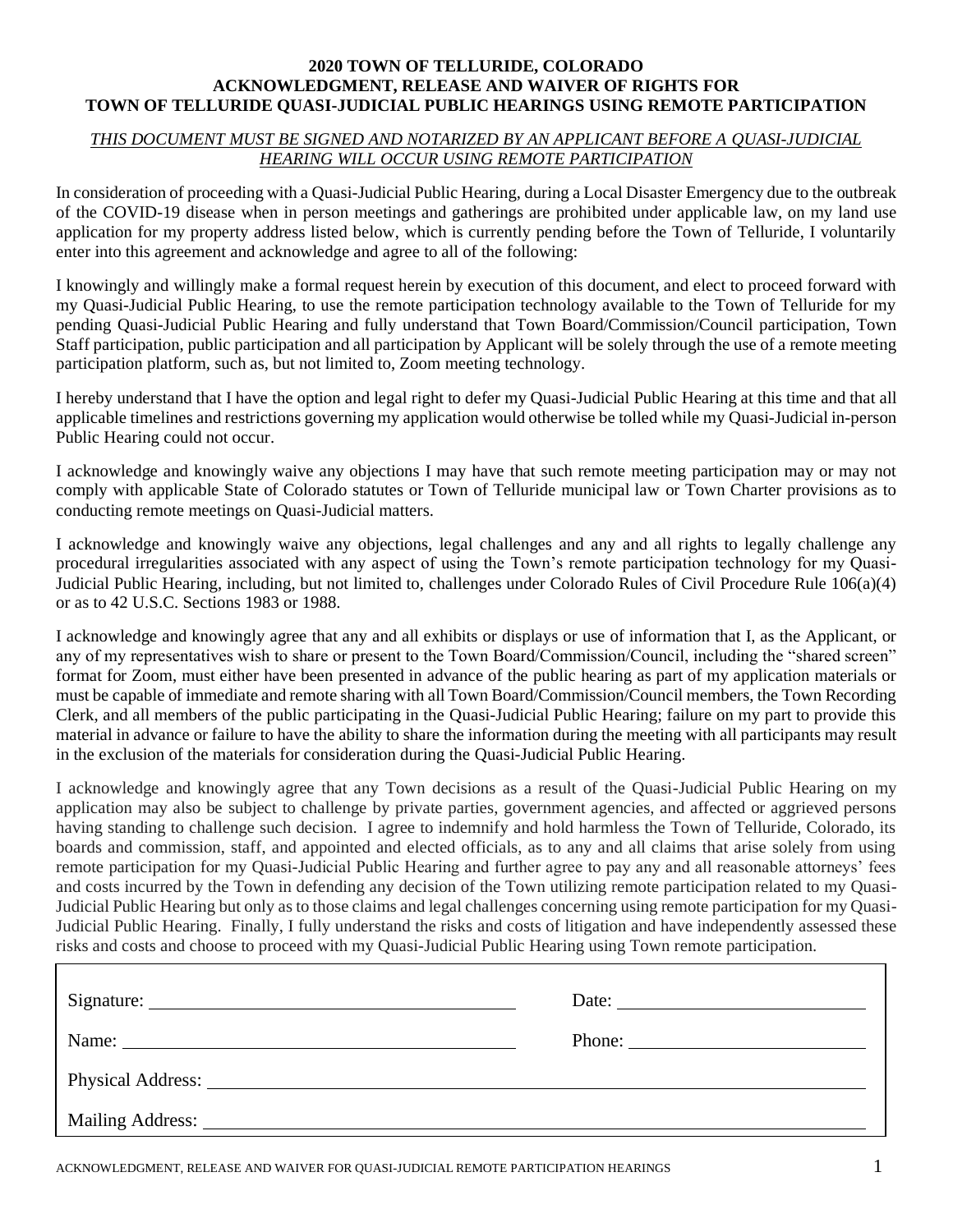# 2020 TOWN OF TELLURIDE, COLORADO
# ACKNOWLEDGMENT, RELEASE AND WAIVER OF RIGHTS FOR TOWN OF TELLURIDE QUASI-JUDICIAL PUBLIC HEARINGS USING REMOTE PARTICIPATION

*THIS DOCUMENT MUST BE SIGNED AND NOTARIZED BY AN APPLICANT BEFORE A QUASI-JUDICIAL HEARING WILL OCCUR USING REMOTE PARTICIPATION*

In consideration of proceeding with a Quasi-Judicial Public Hearing, during a Local Disaster Emergency due to the outbreak of the COVID-19 disease when in person meetings and gatherings are prohibited under applicable law, on my land use application for my property address listed below, which is currently pending before the Town of Telluride, I voluntarily enter into this agreement and acknowledge and agree to all of the following:

I knowingly and willingly make a formal request herein by execution of this document, and elect to proceed forward with my Quasi-Judicial Public Hearing, to use the remote participation technology available to the Town of Telluride for my pending Quasi-Judicial Public Hearing and fully understand that Town Board/Commission/Council participation, Town Staff participation, public participation and all participation by Applicant will be solely through the use of a remote meeting participation platform, such as, but not limited to, Zoom meeting technology.

I hereby understand that I have the option and legal right to defer my Quasi-Judicial Public Hearing at this time and that all applicable timelines and restrictions governing my application would otherwise be tolled while my Quasi-Judicial in-person Public Hearing could not occur.

I acknowledge and knowingly waive any objections I may have that such remote meeting participation may or may not comply with applicable State of Colorado statutes or Town of Telluride municipal law or Town Charter provisions as to conducting remote meetings on Quasi-Judicial matters.

I acknowledge and knowingly waive any objections, legal challenges and any and all rights to legally challenge any procedural irregularities associated with any aspect of using the Town's remote participation technology for my Quasi-Judicial Public Hearing, including, but not limited to, challenges under Colorado Rules of Civil Procedure Rule 106(a)(4) or as to 42 U.S.C. Sections 1983 or 1988.

I acknowledge and knowingly agree that any and all exhibits or displays or use of information that I, as the Applicant, or any of my representatives wish to share or present to the Town Board/Commission/Council, including the "shared screen" format for Zoom, must either have been presented in advance of the public hearing as part of my application materials or must be capable of immediate and remote sharing with all Town Board/Commission/Council members, the Town Recording Clerk, and all members of the public participating in the Quasi-Judicial Public Hearing; failure on my part to provide this material in advance or failure to have the ability to share the information during the meeting with all participants may result in the exclusion of the materials for consideration during the Quasi-Judicial Public Hearing.

I acknowledge and knowingly agree that any Town decisions as a result of the Quasi-Judicial Public Hearing on my application may also be subject to challenge by private parties, government agencies, and affected or aggrieved persons having standing to challenge such decision. I agree to indemnify and hold harmless the Town of Telluride, Colorado, its boards and commission, staff, and appointed and elected officials, as to any and all claims that arise solely from using remote participation for my Quasi-Judicial Public Hearing and further agree to pay any and all reasonable attorneys' fees and costs incurred by the Town in defending any decision of the Town utilizing remote participation related to my Quasi-Judicial Public Hearing but only as to those claims and legal challenges concerning using remote participation for my Quasi-Judicial Public Hearing. Finally, I fully understand the risks and costs of litigation and have independently assessed these risks and costs and choose to proceed with my Quasi-Judicial Public Hearing using Town remote participation.

Signature: ______________________________ Date: ______________________

Name: ______________________________ Phone: ______________________

Physical Address: ____________________________________________________________

Mailing Address: ____________________________________________________________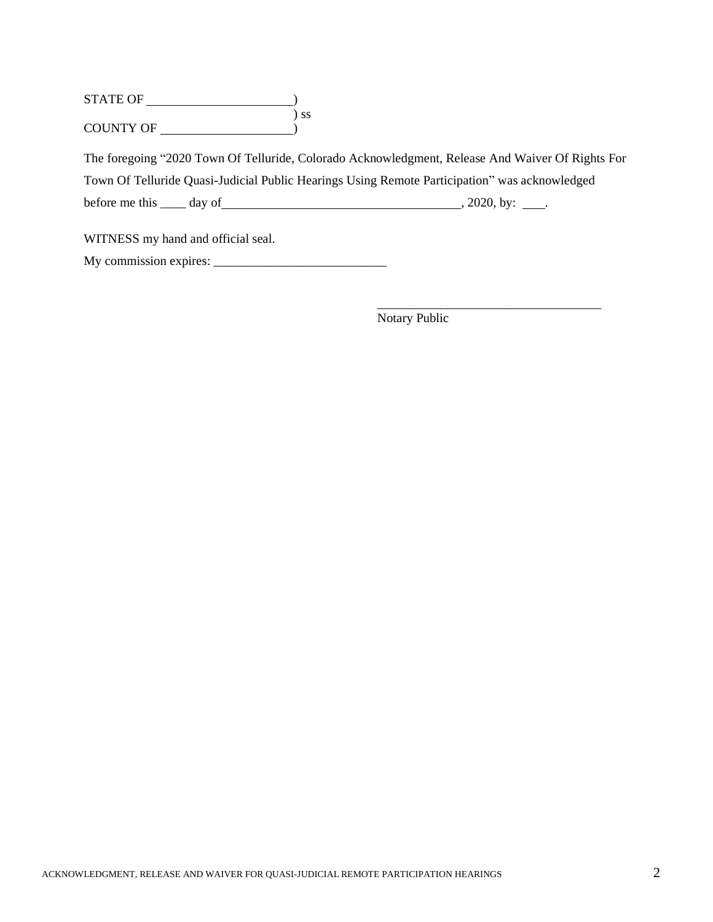STATE OF \_\_\_\_\_\_\_\_\_\_\_\_\_\_\_\_\_\_\_\_\_\_)
) ss
COUNTY OF \_\_\_\_\_\_\_\_\_\_\_\_\_\_\_\_\_\_\_\_)

The foregoing "2020 Town Of Telluride, Colorado Acknowledgment, Release And Waiver Of Rights For Town Of Telluride Quasi-Judicial Public Hearings Using Remote Participation" was acknowledged before me this ____ day of_____________________________________, 2020, by: ____.

WITNESS my hand and official seal.

My commission expires: ___________________________

___________________________________
Notary Public